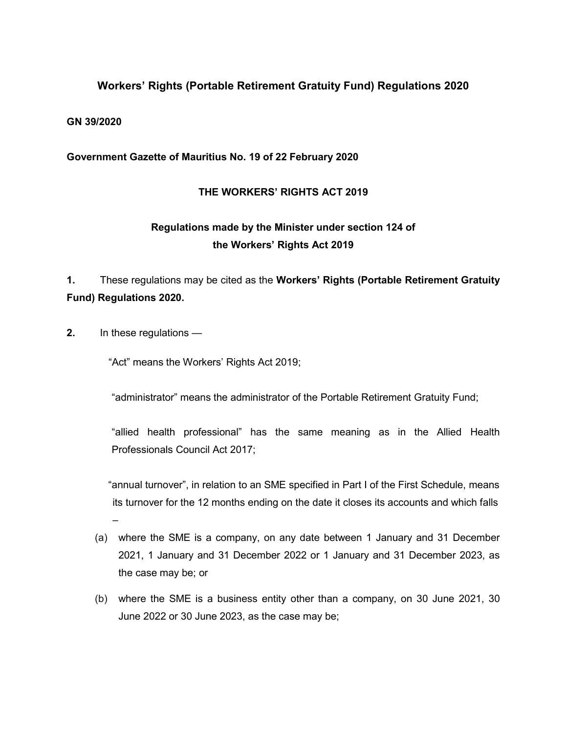# Workers' Rights (Portable Retirement Gratuity Fund) Regulations 2020

**GN 39/2020**

**Government Gazette of Mauritius No. 19 of 22 February 2020**

**THE WORKERS' RIGHTS ACT 2019**

**Regulations made by the Minister under section 124 of the Workers' Rights Act 2019**

**1.** These regulations may be cited as the **Workers' Rights (Portable Retirement Gratuity Fund) Regulations 2020.**

**2.** In these regulations —

"Act" means the Workers' Rights Act 2019;

"administrator" means the administrator of the Portable Retirement Gratuity Fund;

"allied health professional" has the same meaning as in the Allied Health Professionals Council Act 2017;

"annual turnover", in relation to an SME specified in Part I of the First Schedule, means its turnover for the 12 months ending on the date it closes its accounts and which falls –

(a) where the SME is a company, on any date between 1 January and 31 December 2021, 1 January and 31 December 2022 or 1 January and 31 December 2023, as the case may be; or

(b) where the SME is a business entity other than a company, on 30 June 2021, 30 June 2022 or 30 June 2023, as the case may be;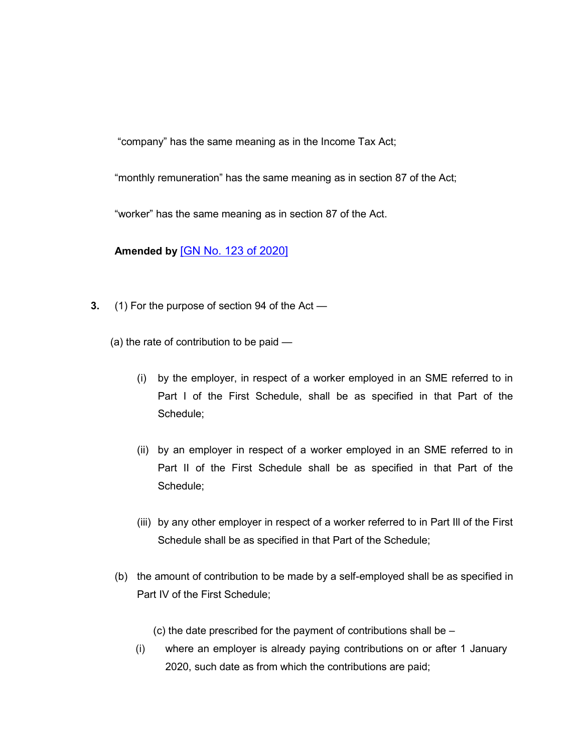"company" has the same meaning as in the Income Tax Act;

"monthly remuneration" has the same meaning as in section 87 of the Act;

"worker" has the same meaning as in section 87 of the Act.

**Amended by** [GN No. 123 of 2020]

**3.** (1) For the purpose of section 94 of the Act —

(a) the rate of contribution to be paid —

(i) by the employer, in respect of a worker employed in an SME referred to in Part I of the First Schedule, shall be as specified in that Part of the Schedule;

(ii) by an employer in respect of a worker employed in an SME referred to in Part II of the First Schedule shall be as specified in that Part of the Schedule;

(iii) by any other employer in respect of a worker referred to in Part III of the First Schedule shall be as specified in that Part of the Schedule;

(b) the amount of contribution to be made by a self-employed shall be as specified in Part IV of the First Schedule;

(c) the date prescribed for the payment of contributions shall be –

(i) where an employer is already paying contributions on or after 1 January 2020, such date as from which the contributions are paid;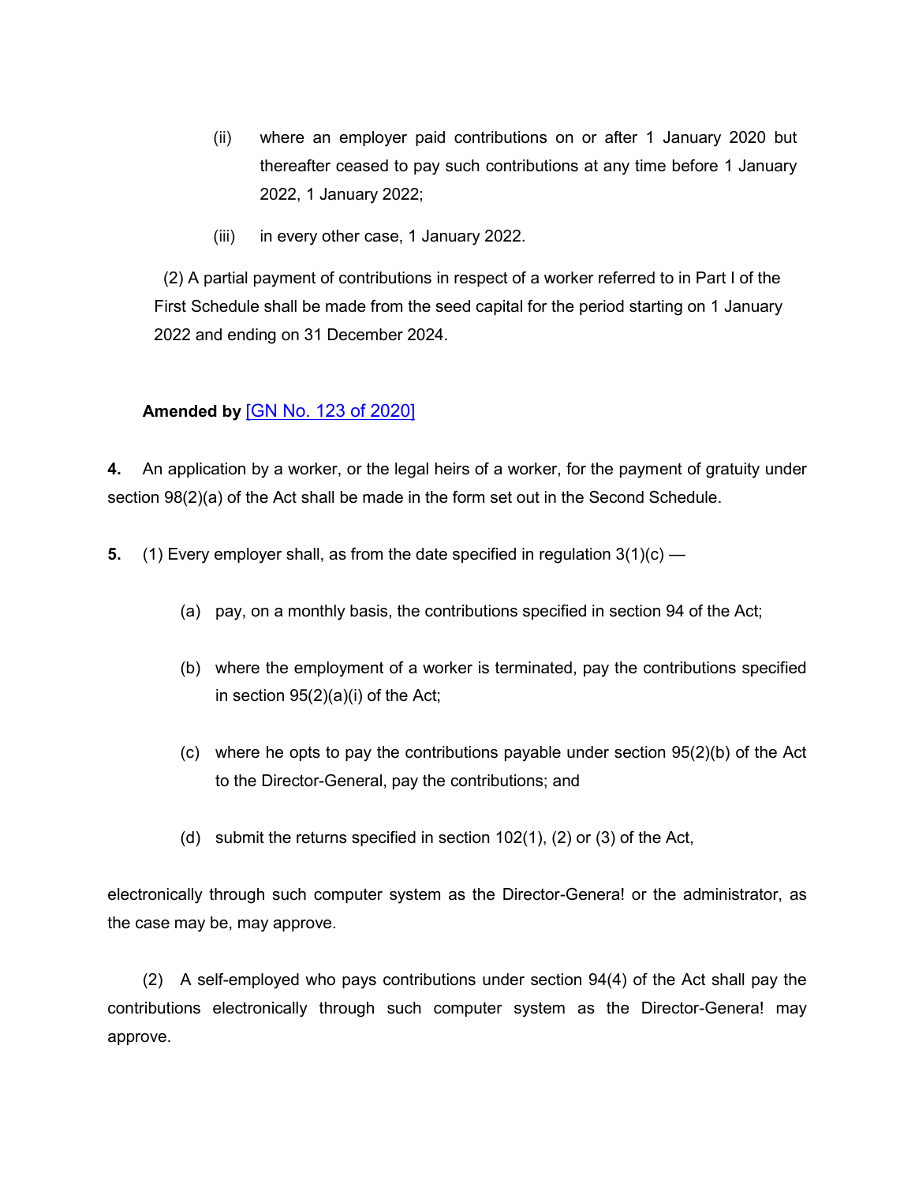(ii) where an employer paid contributions on or after 1 January 2020 but thereafter ceased to pay such contributions at any time before 1 January 2022, 1 January 2022;

(iii) in every other case, 1 January 2022.

(2) A partial payment of contributions in respect of a worker referred to in Part I of the First Schedule shall be made from the seed capital for the period starting on 1 January 2022 and ending on 31 December 2024.

**Amended by** [GN No. 123 of 2020]

**4.** An application by a worker, or the legal heirs of a worker, for the payment of gratuity under section 98(2)(a) of the Act shall be made in the form set out in the Second Schedule.

**5.** (1) Every employer shall, as from the date specified in regulation 3(1)(c) —

(a) pay, on a monthly basis, the contributions specified in section 94 of the Act;

(b) where the employment of a worker is terminated, pay the contributions specified in section 95(2)(a)(i) of the Act;

(c) where he opts to pay the contributions payable under section 95(2)(b) of the Act to the Director-General, pay the contributions; and

(d) submit the returns specified in section 102(1), (2) or (3) of the Act,

electronically through such computer system as the Director-Genera! or the administrator, as the case may be, may approve.

(2) A self-employed who pays contributions under section 94(4) of the Act shall pay the contributions electronically through such computer system as the Director-Genera! may approve.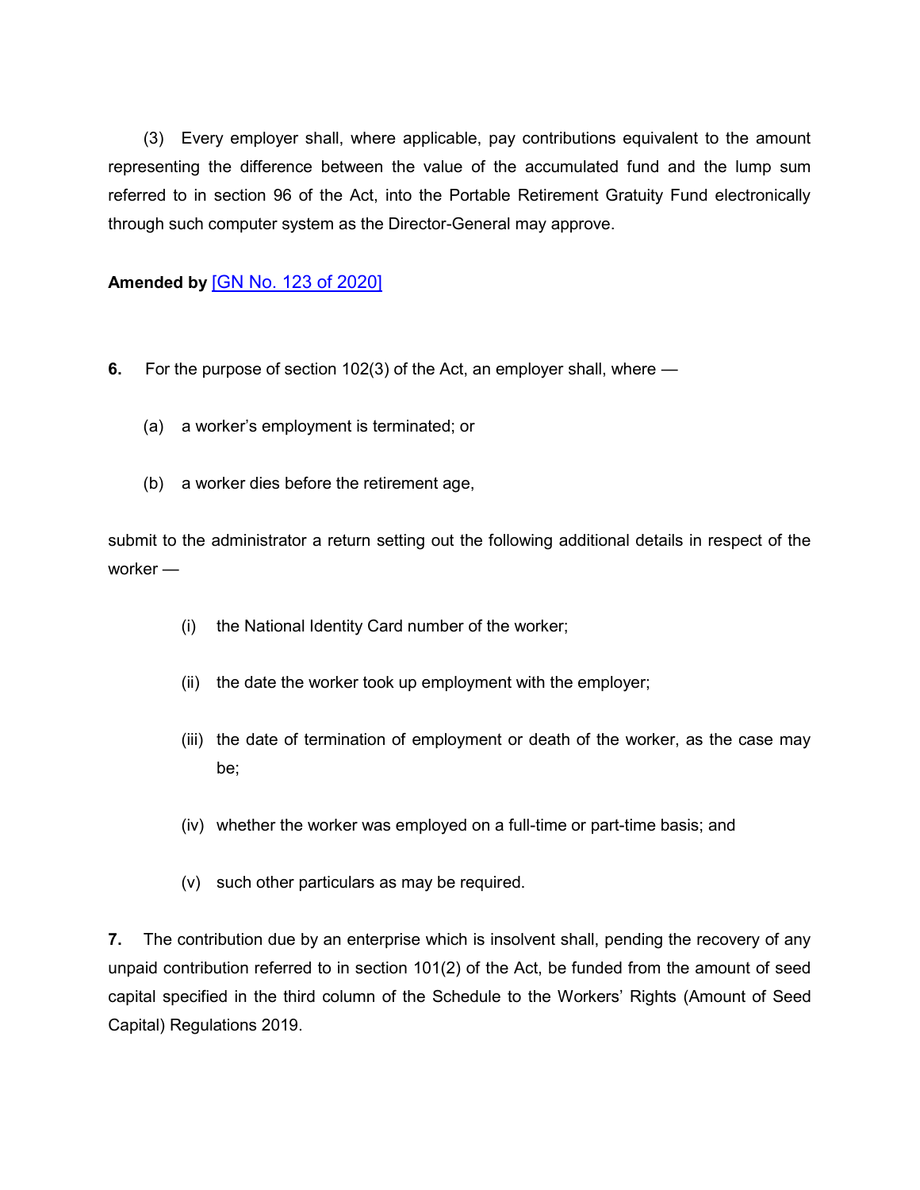(3) Every employer shall, where applicable, pay contributions equivalent to the amount representing the difference between the value of the accumulated fund and the lump sum referred to in section 96 of the Act, into the Portable Retirement Gratuity Fund electronically through such computer system as the Director-General may approve.

**Amended by** [GN No. 123 of 2020]

**6.** For the purpose of section 102(3) of the Act, an employer shall, where —

(a) a worker's employment is terminated; or

(b) a worker dies before the retirement age,

submit to the administrator a return setting out the following additional details in respect of the worker —

(i) the National Identity Card number of the worker;

(ii) the date the worker took up employment with the employer;

(iii) the date of termination of employment or death of the worker, as the case may be;

(iv) whether the worker was employed on a full-time or part-time basis; and

(v) such other particulars as may be required.

**7.** The contribution due by an enterprise which is insolvent shall, pending the recovery of any unpaid contribution referred to in section 101(2) of the Act, be funded from the amount of seed capital specified in the third column of the Schedule to the Workers' Rights (Amount of Seed Capital) Regulations 2019.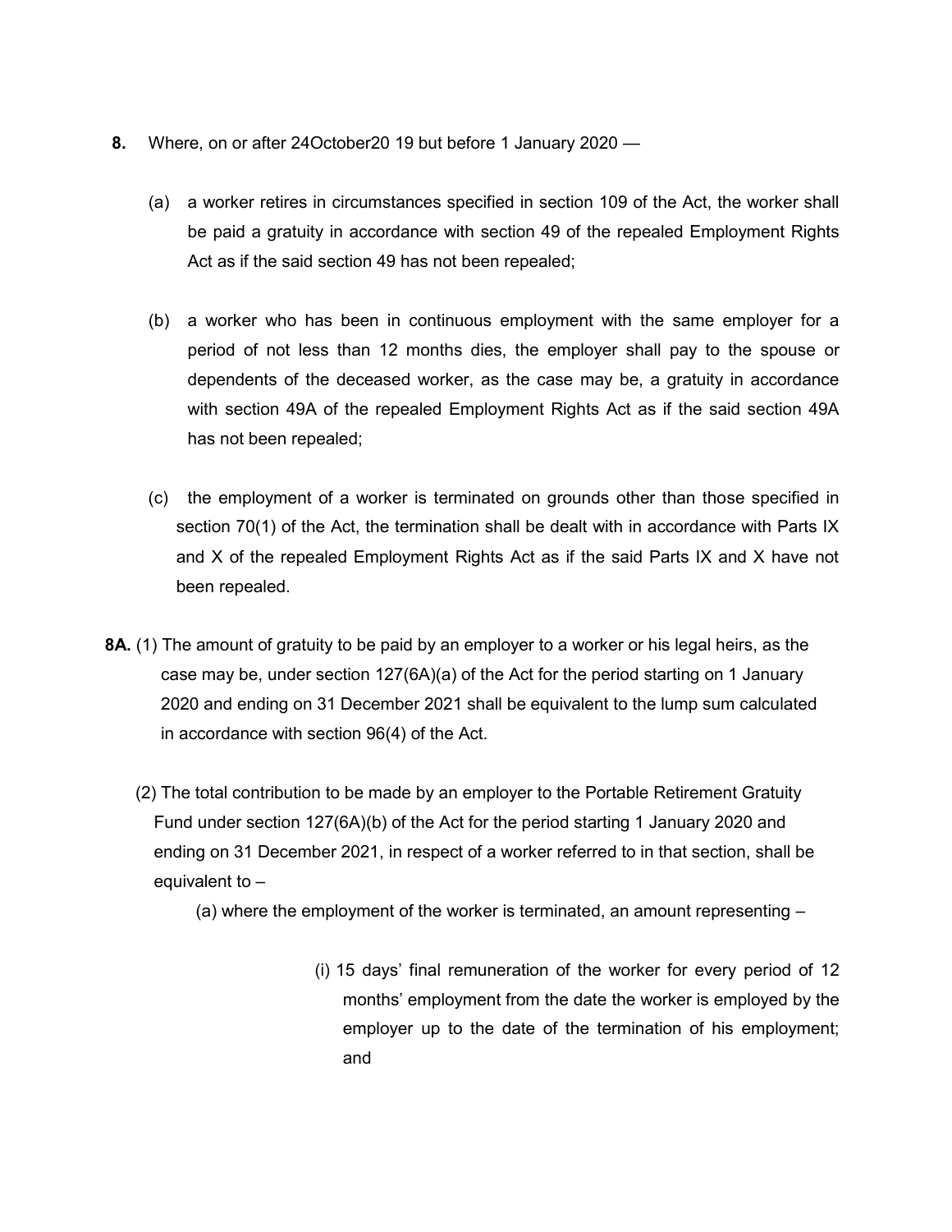**8.** Where, on or after 24October20 19 but before 1 January 2020 —

(a) a worker retires in circumstances specified in section 109 of the Act, the worker shall be paid a gratuity in accordance with section 49 of the repealed Employment Rights Act as if the said section 49 has not been repealed;

(b) a worker who has been in continuous employment with the same employer for a period of not less than 12 months dies, the employer shall pay to the spouse or dependents of the deceased worker, as the case may be, a gratuity in accordance with section 49A of the repealed Employment Rights Act as if the said section 49A has not been repealed;

(c) the employment of a worker is terminated on grounds other than those specified in section 70(1) of the Act, the termination shall be dealt with in accordance with Parts IX and X of the repealed Employment Rights Act as if the said Parts IX and X have not been repealed.

**8A.** (1) The amount of gratuity to be paid by an employer to a worker or his legal heirs, as the case may be, under section 127(6A)(a) of the Act for the period starting on 1 January 2020 and ending on 31 December 2021 shall be equivalent to the lump sum calculated in accordance with section 96(4) of the Act.

(2) The total contribution to be made by an employer to the Portable Retirement Gratuity Fund under section 127(6A)(b) of the Act for the period starting 1 January 2020 and ending on 31 December 2021, in respect of a worker referred to in that section, shall be equivalent to –

(a) where the employment of the worker is terminated, an amount representing –

(i) 15 days' final remuneration of the worker for every period of 12 months' employment from the date the worker is employed by the employer up to the date of the termination of his employment; and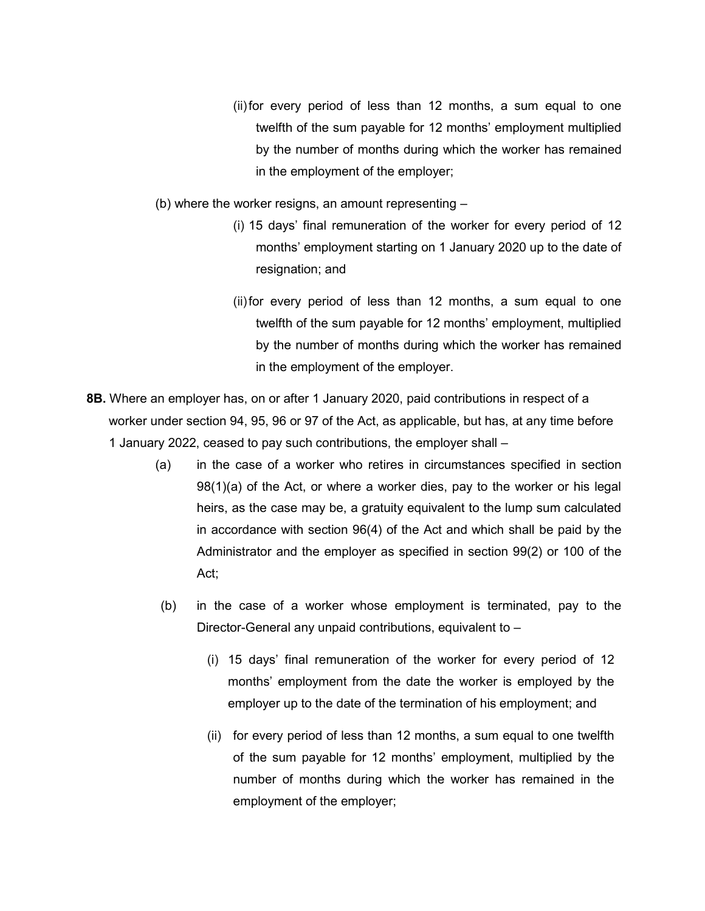(ii) for every period of less than 12 months, a sum equal to one twelfth of the sum payable for 12 months' employment multiplied by the number of months during which the worker has remained in the employment of the employer;

(b) where the worker resigns, an amount representing –

(i) 15 days' final remuneration of the worker for every period of 12 months' employment starting on 1 January 2020 up to the date of resignation; and

(ii) for every period of less than 12 months, a sum equal to one twelfth of the sum payable for 12 months' employment, multiplied by the number of months during which the worker has remained in the employment of the employer.

**8B.** Where an employer has, on or after 1 January 2020, paid contributions in respect of a worker under section 94, 95, 96 or 97 of the Act, as applicable, but has, at any time before 1 January 2022, ceased to pay such contributions, the employer shall –

(a) in the case of a worker who retires in circumstances specified in section 98(1)(a) of the Act, or where a worker dies, pay to the worker or his legal heirs, as the case may be, a gratuity equivalent to the lump sum calculated in accordance with section 96(4) of the Act and which shall be paid by the Administrator and the employer as specified in section 99(2) or 100 of the Act;

(b) in the case of a worker whose employment is terminated, pay to the Director-General any unpaid contributions, equivalent to –

(i) 15 days' final remuneration of the worker for every period of 12 months' employment from the date the worker is employed by the employer up to the date of the termination of his employment; and

(ii) for every period of less than 12 months, a sum equal to one twelfth of the sum payable for 12 months' employment, multiplied by the number of months during which the worker has remained in the employment of the employer;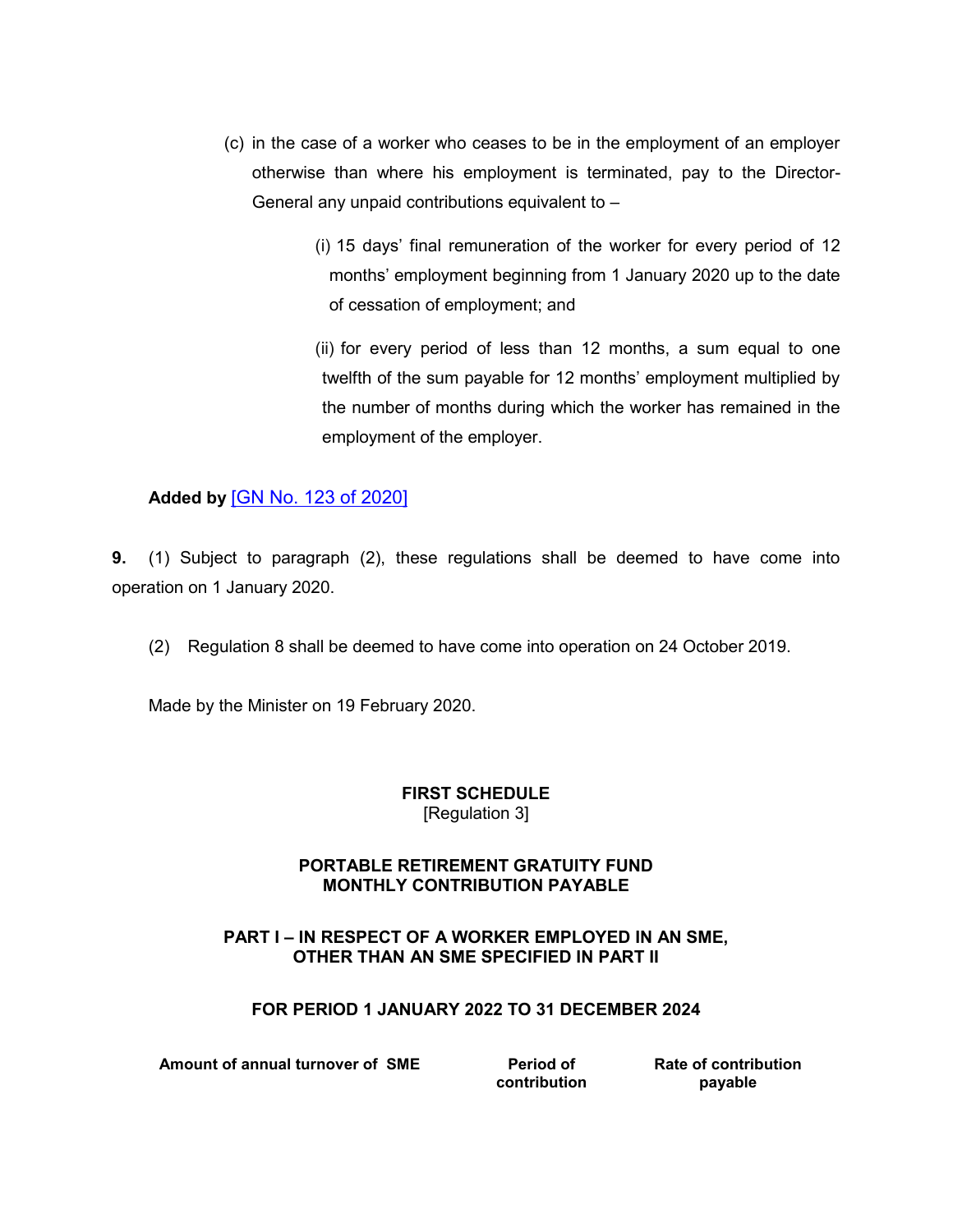(c) in the case of a worker who ceases to be in the employment of an employer otherwise than where his employment is terminated, pay to the Director-General any unpaid contributions equivalent to –

(i) 15 days' final remuneration of the worker for every period of 12 months' employment beginning from 1 January 2020 up to the date of cessation of employment; and

(ii) for every period of less than 12 months, a sum equal to one twelfth of the sum payable for 12 months' employment multiplied by the number of months during which the worker has remained in the employment of the employer.

**Added by** [GN No. 123 of 2020]

**9.** (1) Subject to paragraph (2), these regulations shall be deemed to have come into operation on 1 January 2020.

(2) Regulation 8 shall be deemed to have come into operation on 24 October 2019.

Made by the Minister on 19 February 2020.

**FIRST SCHEDULE**
[Regulation 3]

**PORTABLE RETIREMENT GRATUITY FUND MONTHLY CONTRIBUTION PAYABLE**

**PART I – IN RESPECT OF A WORKER EMPLOYED IN AN SME, OTHER THAN AN SME SPECIFIED IN PART II**

**FOR PERIOD 1 JANUARY 2022 TO 31 DECEMBER 2024**

| Amount of annual turnover of SME | Period of contribution | Rate of contribution payable |
|---|---|---|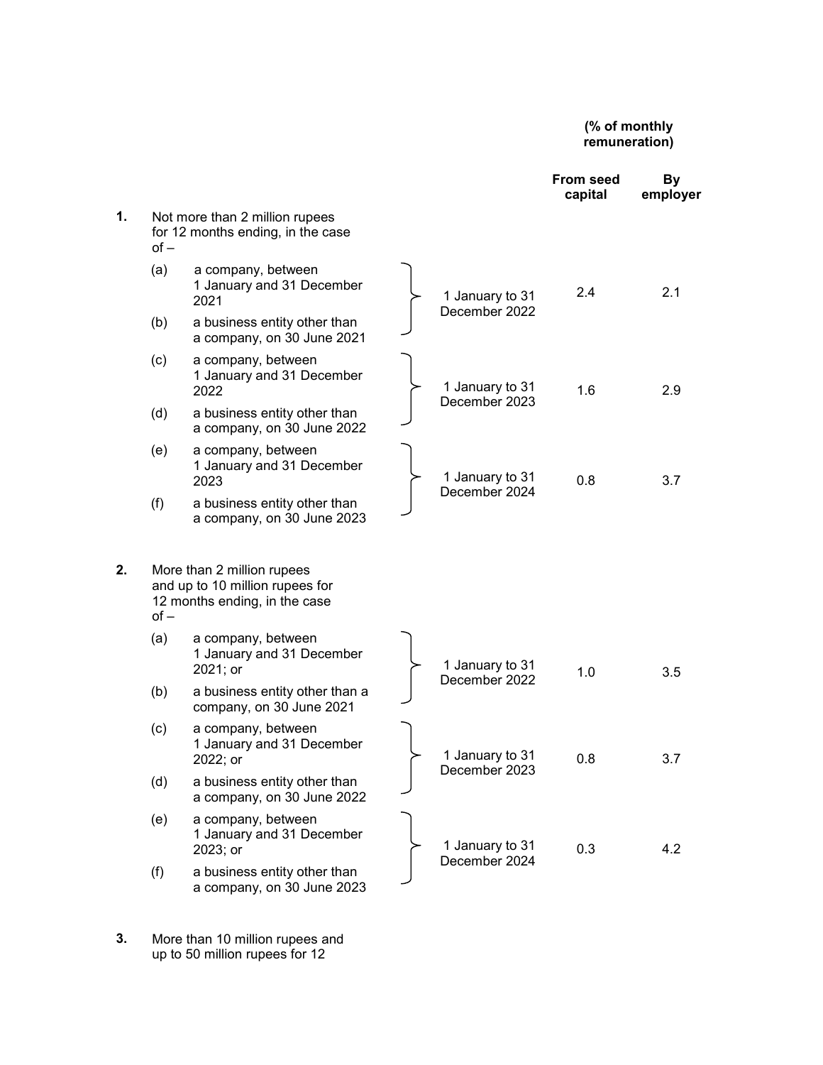| | | | From seed capital | By employer |
|---|---|---|---|---|
| | | | (% of monthly remuneration) | |
| **1.** | Not more than 2 million rupees for 12 months ending, in the case of – | | | |
| (a) | a company, between 1 January and 31 December 2021 | 1 January to 31 December 2022 | 2.4 | 2.1 |
| (b) | a business entity other than a company, on 30 June 2021 | | | |
| (c) | a company, between 1 January and 31 December 2022 | 1 January to 31 December 2023 | 1.6 | 2.9 |
| (d) | a business entity other than a company, on 30 June 2022 | | | |
| (e) | a company, between 1 January and 31 December 2023 | 1 January to 31 December 2024 | 0.8 | 3.7 |
| (f) | a business entity other than a company, on 30 June 2023 | | | |
| **2.** | More than 2 million rupees and up to 10 million rupees for 12 months ending, in the case of – | | | |
| (a) | a company, between 1 January and 31 December 2021; or | 1 January to 31 December 2022 | 1.0 | 3.5 |
| (b) | a business entity other than a company, on 30 June 2021 | | | |
| (c) | a company, between 1 January and 31 December 2022; or | 1 January to 31 December 2023 | 0.8 | 3.7 |
| (d) | a business entity other than a company, on 30 June 2022 | | | |
| (e) | a company, between 1 January and 31 December 2023; or | 1 January to 31 December 2024 | 0.3 | 4.2 |
| (f) | a business entity other than a company, on 30 June 2023 | | | |
| **3.** | More than 10 million rupees and up to 50 million rupees for 12 | | | |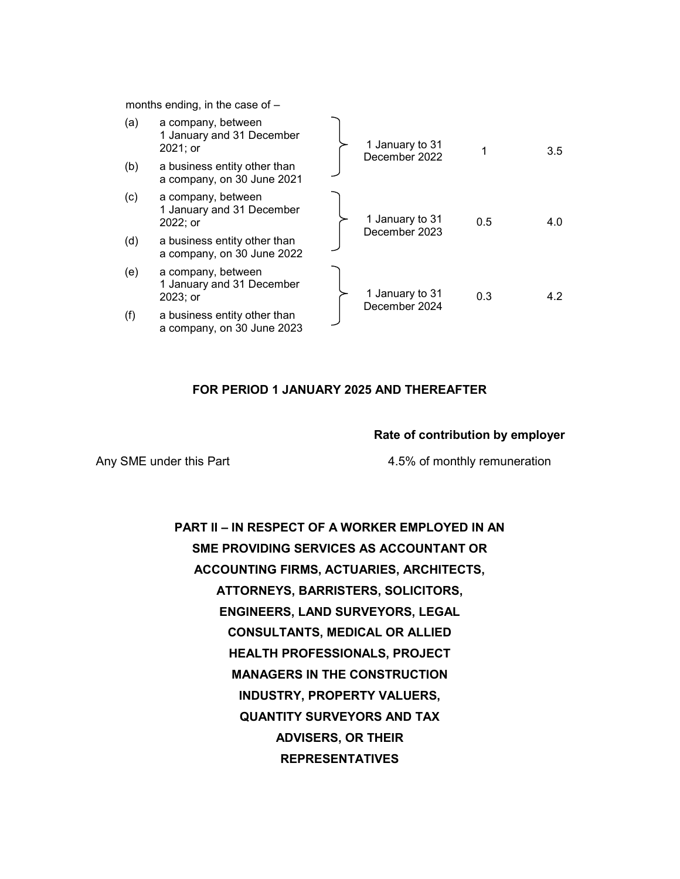months ending, in the case of –

| | | | | |
|---|---|---|---|---|
| (a) | a company, between 1 January and 31 December 2021; or | 1 January to 31 December 2022 | 1 | 3.5 |
| (b) | a business entity other than a company, on 30 June 2021 | | | |
| (c) | a company, between 1 January and 31 December 2022; or | 1 January to 31 December 2023 | 0.5 | 4.0 |
| (d) | a business entity other than a company, on 30 June 2022 | | | |
| (e) | a company, between 1 January and 31 December 2023; or | 1 January to 31 December 2024 | 0.3 | 4.2 |
| (f) | a business entity other than a company, on 30 June 2023 | | | |

**FOR PERIOD 1 JANUARY 2025 AND THEREAFTER**

| | **Rate of contribution by employer** |
|---|---|
| Any SME under this Part | 4.5% of monthly remuneration |

**PART II – IN RESPECT OF A WORKER EMPLOYED IN AN SME PROVIDING SERVICES AS ACCOUNTANT OR ACCOUNTING FIRMS, ACTUARIES, ARCHITECTS, ATTORNEYS, BARRISTERS, SOLICITORS, ENGINEERS, LAND SURVEYORS, LEGAL CONSULTANTS, MEDICAL OR ALLIED HEALTH PROFESSIONALS, PROJECT MANAGERS IN THE CONSTRUCTION INDUSTRY, PROPERTY VALUERS, QUANTITY SURVEYORS AND TAX ADVISERS, OR THEIR REPRESENTATIVES**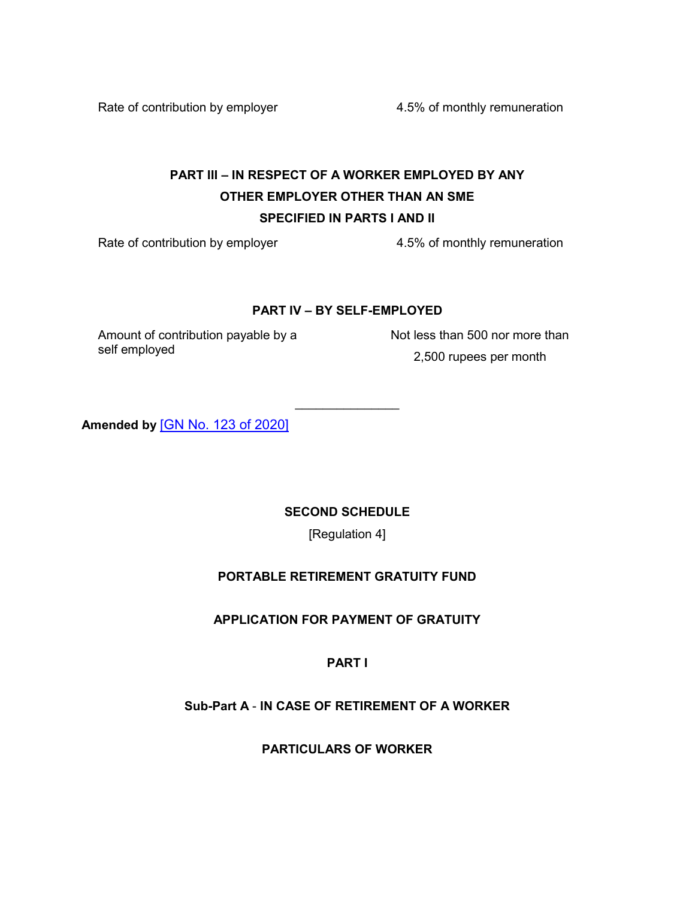| | |
|---|---|
| Rate of contribution by employer | 4.5% of monthly remuneration |

## PART III – IN RESPECT OF A WORKER EMPLOYED BY ANY OTHER EMPLOYER OTHER THAN AN SME SPECIFIED IN PARTS I AND II

| | |
|---|---|
| Rate of contribution by employer | 4.5% of monthly remuneration |

## PART IV – BY SELF-EMPLOYED

| | |
|---|---|
| Amount of contribution payable by a self employed | Not less than 500 nor more than 2,500 rupees per month |

---

**Amended by** [GN No. 123 of 2020]

## SECOND SCHEDULE

[Regulation 4]

## PORTABLE RETIREMENT GRATUITY FUND

## APPLICATION FOR PAYMENT OF GRATUITY

## PART I

### Sub-Part A - IN CASE OF RETIREMENT OF A WORKER

### PARTICULARS OF WORKER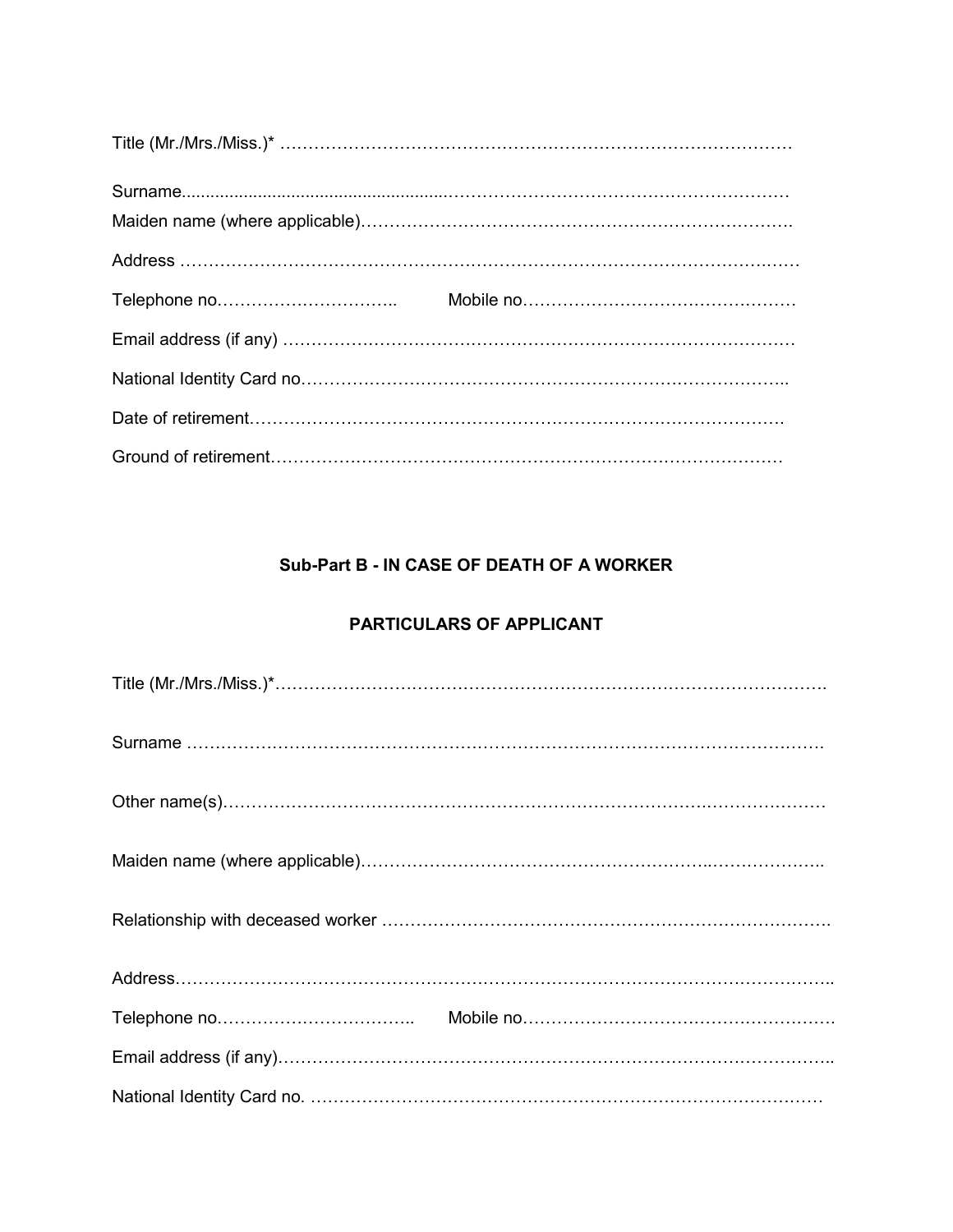Title (Mr./Mrs./Miss.)* ………………………………………………………………………………

Surname...........................................................…………………………………………………

Maiden name (where applicable)……………………………………………………………………

Address ………………………………………………………………………………………………

Telephone no………………………….. Mobile no…………………………………………

Email address (if any) ……………………………………………………………………………

National Identity Card no…………………………………………………………………………..

Date of retirement…………………………………………………………………………………

Ground of retirement………………………………………………………………………………

**Sub-Part B - IN CASE OF DEATH OF A WORKER**

**PARTICULARS OF APPLICANT**

Title (Mr./Mrs./Miss.)*……………………………………………………………………………………

Surname …………………………………………………………………………………………………

Other name(s)……………………………………………………………………………………………

Maiden name (where applicable)……………………………………………………………………..

Relationship with deceased worker ……………………………………………………………………

Address……………………………………………………………………………………………………..

Telephone no…………………………….. Mobile no………………………………………………

Email address (if any)…………………………………………………………………………………..

National Identity Card no. ………………………………………………………………………………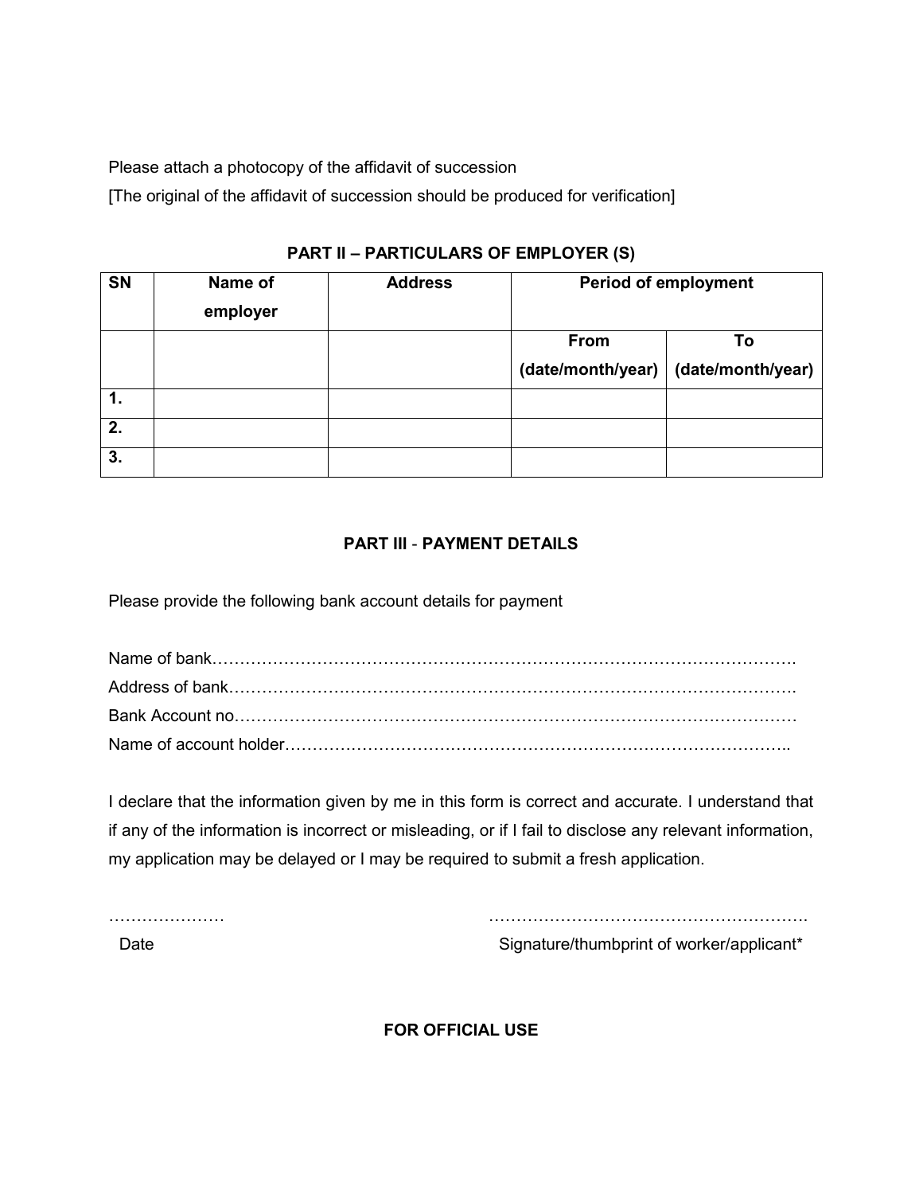Please attach a photocopy of the affidavit of succession

[The original of the affidavit of succession should be produced for verification]

## PART II – PARTICULARS OF EMPLOYER (S)

| SN | Name of employer | Address | Period of employment | |
|---|---|---|---|---|
| | | | From (date/month/year) | To (date/month/year) |
| 1. | | | | |
| 2. | | | | |
| 3. | | | | |

## PART III - PAYMENT DETAILS

Please provide the following bank account details for payment

Name of bank……………………………………………………………………………………….

Address of bank…………………………………………………………………………………….

Bank Account no……………………………………………………………………………………

Name of account holder……………………………………………………………………………..

I declare that the information given by me in this form is correct and accurate. I understand that if any of the information is incorrect or misleading, or if I fail to disclose any relevant information, my application may be delayed or I may be required to submit a fresh application.

…………………                                        ………………………………………………….

Date                                        Signature/thumbprint of worker/applicant*

## FOR OFFICIAL USE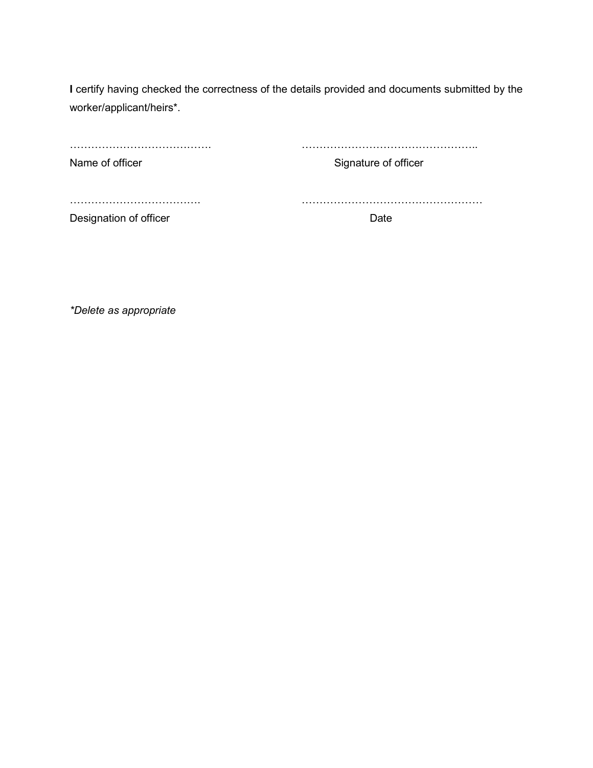**I** certify having checked the correctness of the details provided and documents submitted by the worker/applicant/heirs*.

| | |
|---|---|
| …………………………………. | ………………………………………….. |
| Name of officer | Signature of officer |
| ………………………………. | …………………………………………… |
| Designation of officer | Date |

*\*Delete as appropriate*